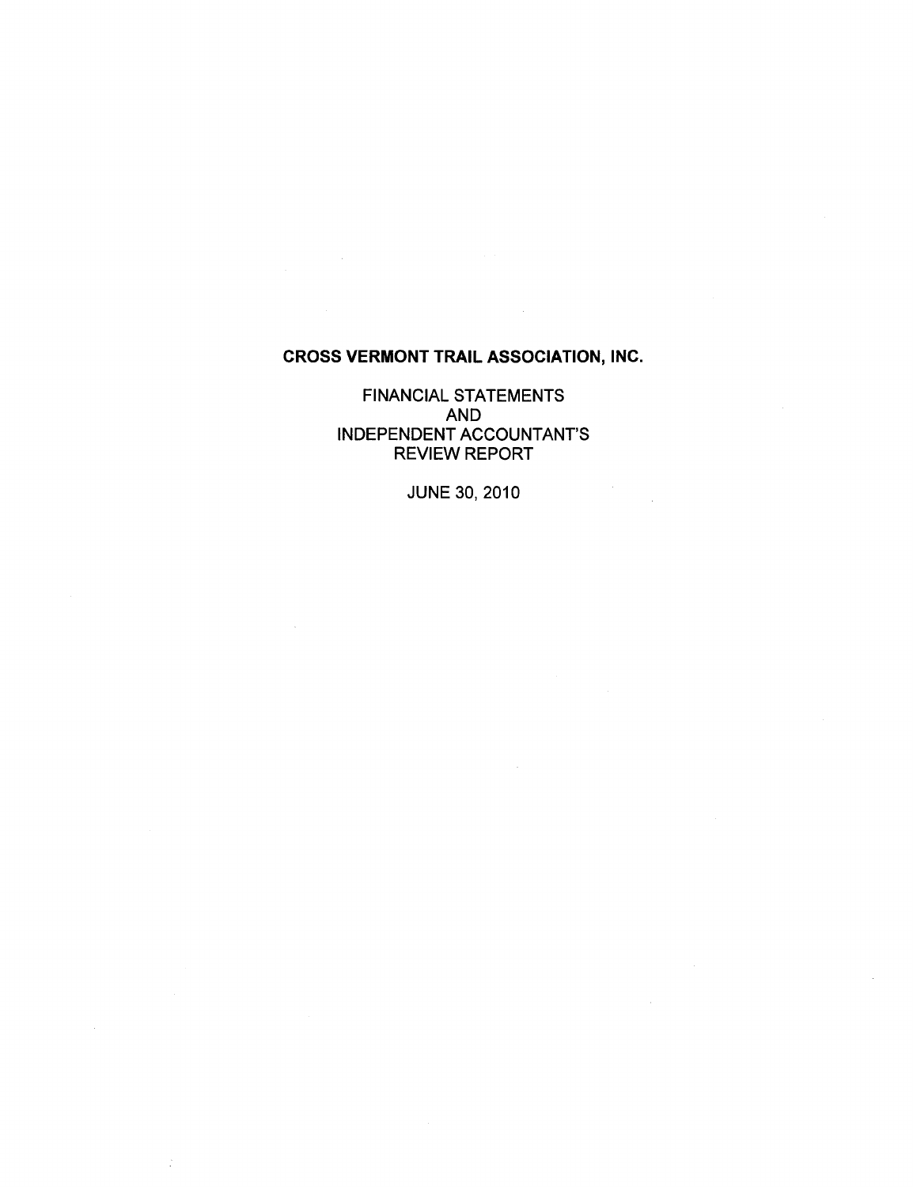# CROSS VERMONT TRAIL ASSOCIATION, INC.

FINANCIAL STATEMENTS
AND
INDEPENDENT ACCOUNTANT'S
REVIEW REPORT

JUNE 30, 2010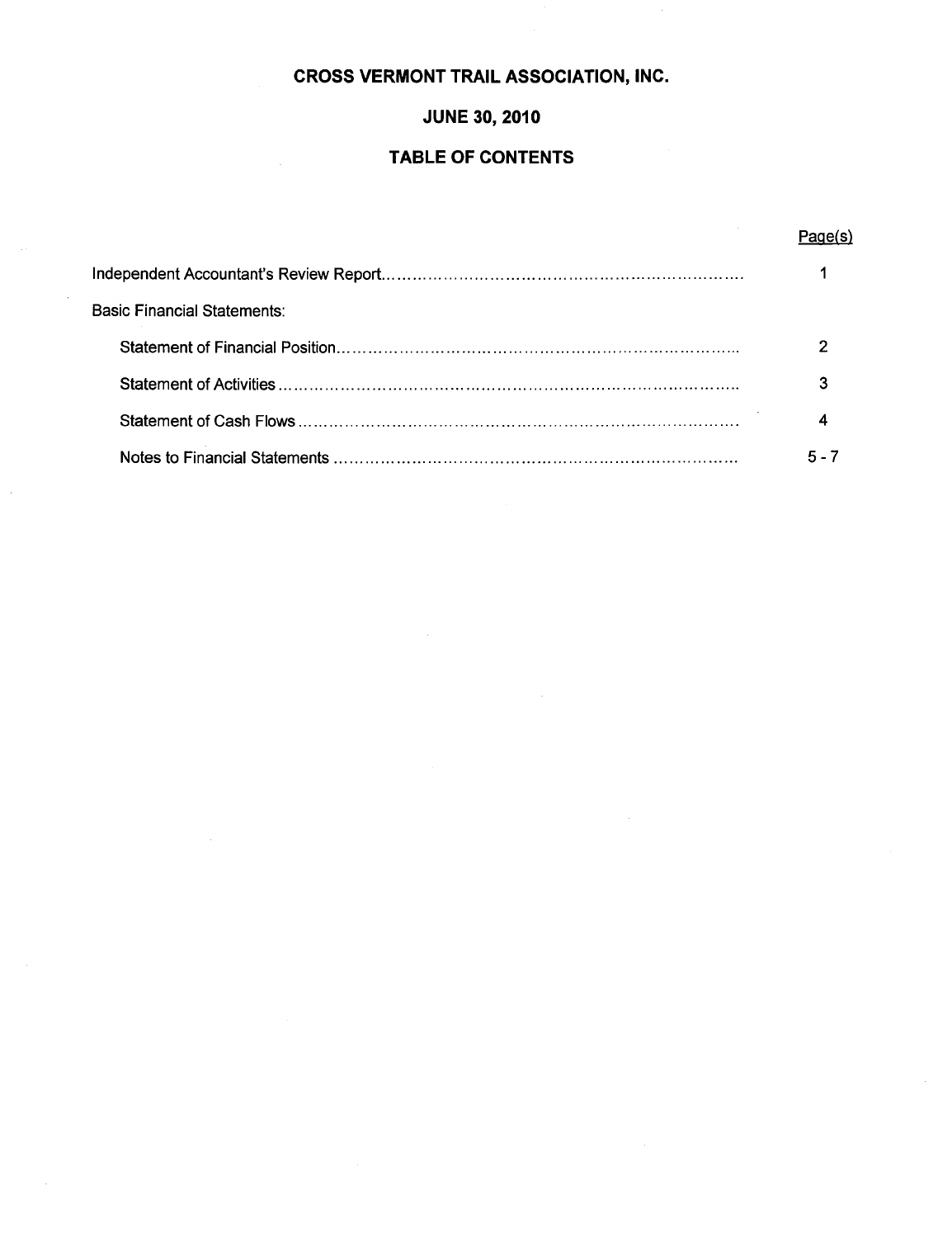# CROSS VERMONT TRAIL ASSOCIATION, INC.

## JUNE 30, 2010

## TABLE OF CONTENTS

| | Page(s) |
|---|---|
| Independent Accountant's Review Report | 1 |
| Basic Financial Statements: | |
| Statement of Financial Position | 2 |
| Statement of Activities | 3 |
| Statement of Cash Flows | 4 |
| Notes to Financial Statements | 5 - 7 |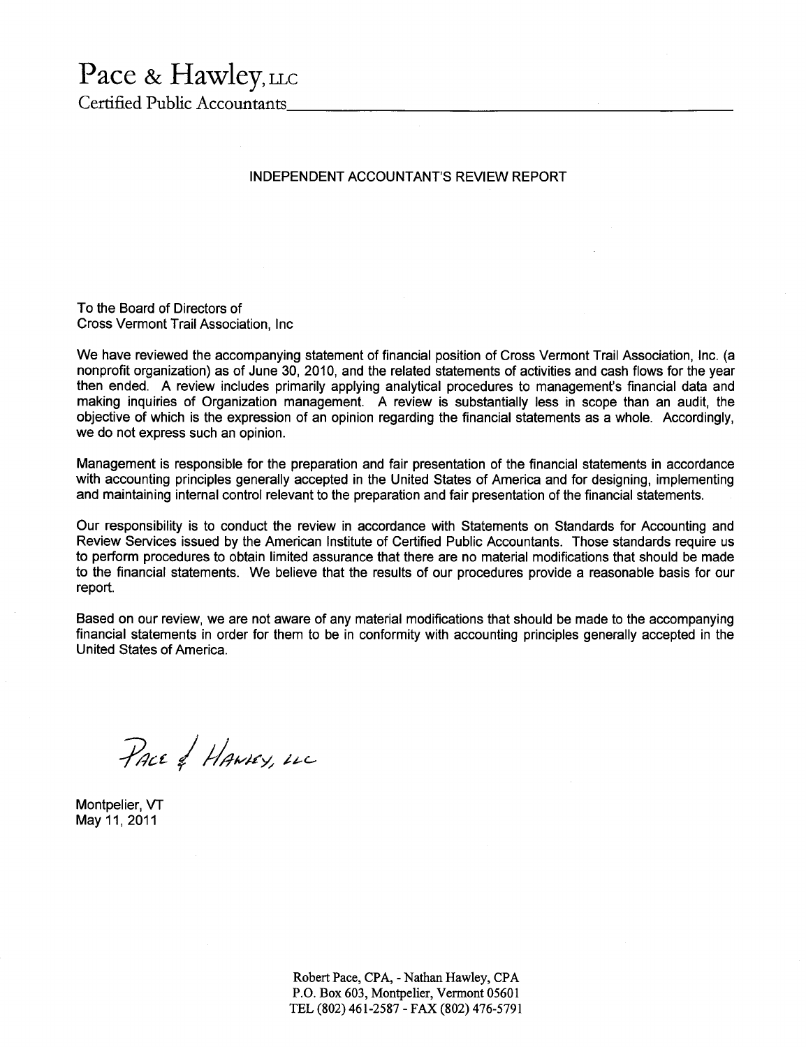# Pace & Hawley, LLC

Certified Public Accountants

## INDEPENDENT ACCOUNTANT'S REVIEW REPORT

To the Board of Directors of
Cross Vermont Trail Association, Inc

We have reviewed the accompanying statement of financial position of Cross Vermont Trail Association, Inc. (a nonprofit organization) as of June 30, 2010, and the related statements of activities and cash flows for the year then ended. A review includes primarily applying analytical procedures to management's financial data and making inquiries of Organization management. A review is substantially less in scope than an audit, the objective of which is the expression of an opinion regarding the financial statements as a whole. Accordingly, we do not express such an opinion.

Management is responsible for the preparation and fair presentation of the financial statements in accordance with accounting principles generally accepted in the United States of America and for designing, implementing and maintaining internal control relevant to the preparation and fair presentation of the financial statements.

Our responsibility is to conduct the review in accordance with Statements on Standards for Accounting and Review Services issued by the American Institute of Certified Public Accountants. Those standards require us to perform procedures to obtain limited assurance that there are no material modifications that should be made to the financial statements. We believe that the results of our procedures provide a reasonable basis for our report.

Based on our review, we are not aware of any material modifications that should be made to the accompanying financial statements in order for them to be in conformity with accounting principles generally accepted in the United States of America.

Pace & Hawley, LLC

Montpelier, VT
May 11, 2011

Robert Pace, CPA, - Nathan Hawley, CPA
P.O. Box 603, Montpelier, Vermont 05601
TEL (802) 461-2587 - FAX (802) 476-5791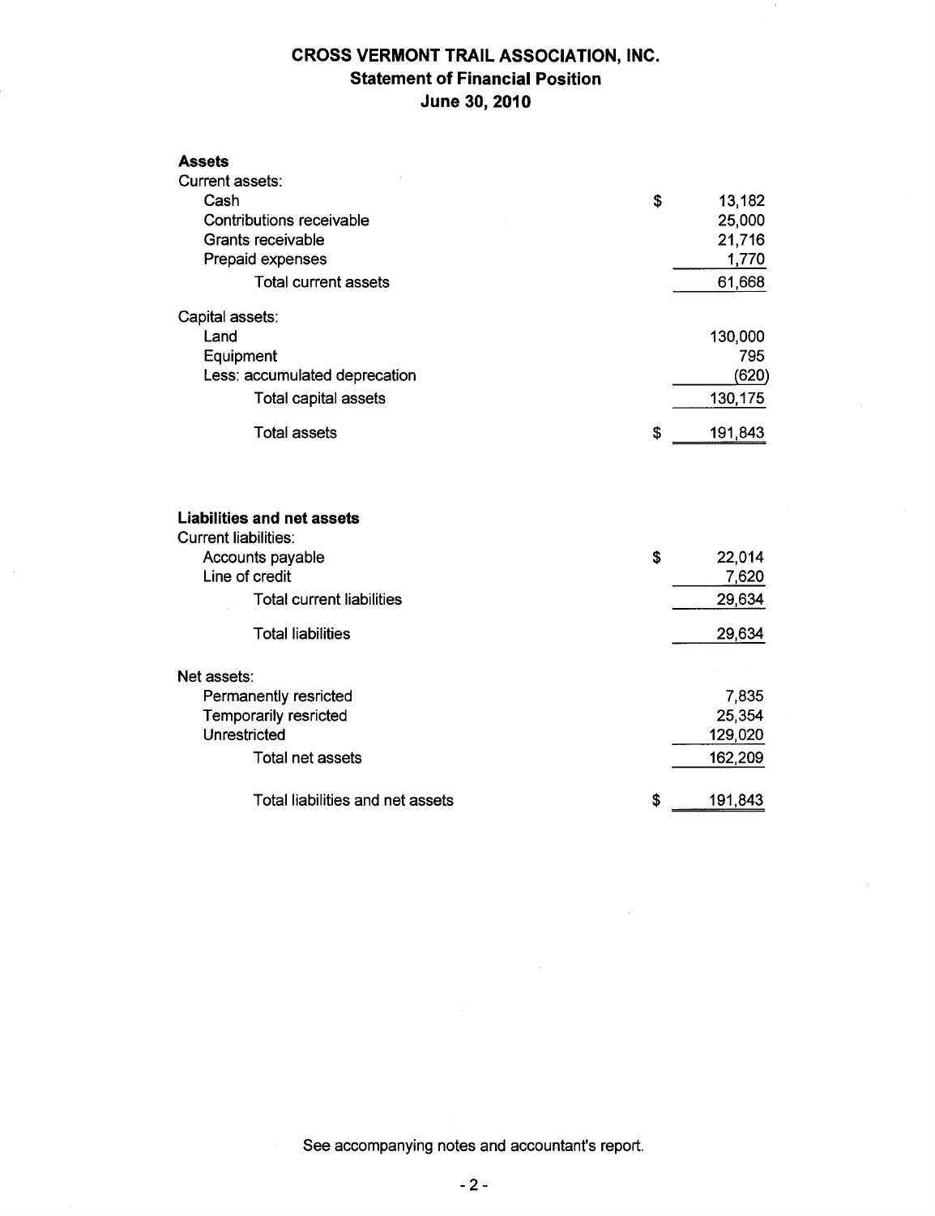# CROSS VERMONT TRAIL ASSOCIATION, INC.
## Statement of Financial Position
## June 30, 2010

| | | |
|---|---|---|
| **Assets** | | |
| Current assets: | | |
| Cash | $ | 13,182 |
| Contributions receivable | | 25,000 |
| Grants receivable | | 21,716 |
| Prepaid expenses | | 1,770 |
| Total current assets | | 61,668 |
| Capital assets: | | |
| Land | | 130,000 |
| Equipment | | 795 |
| Less: accumulated deprecation | | (620) |
| Total capital assets | | 130,175 |
| Total assets | $ | 191,843 |

| | | |
|---|---|---|
| **Liabilities and net assets** | | |
| Current liabilities: | | |
| Accounts payable | $ | 22,014 |
| Line of credit | | 7,620 |
| Total current liabilities | | 29,634 |
| Total liabilities | | 29,634 |
| Net assets: | | |
| Permanently resricted | | 7,835 |
| Temporarily resricted | | 25,354 |
| Unrestricted | | 129,020 |
| Total net assets | | 162,209 |
| Total liabilities and net assets | $ | 191,843 |

See accompanying notes and accountant's report.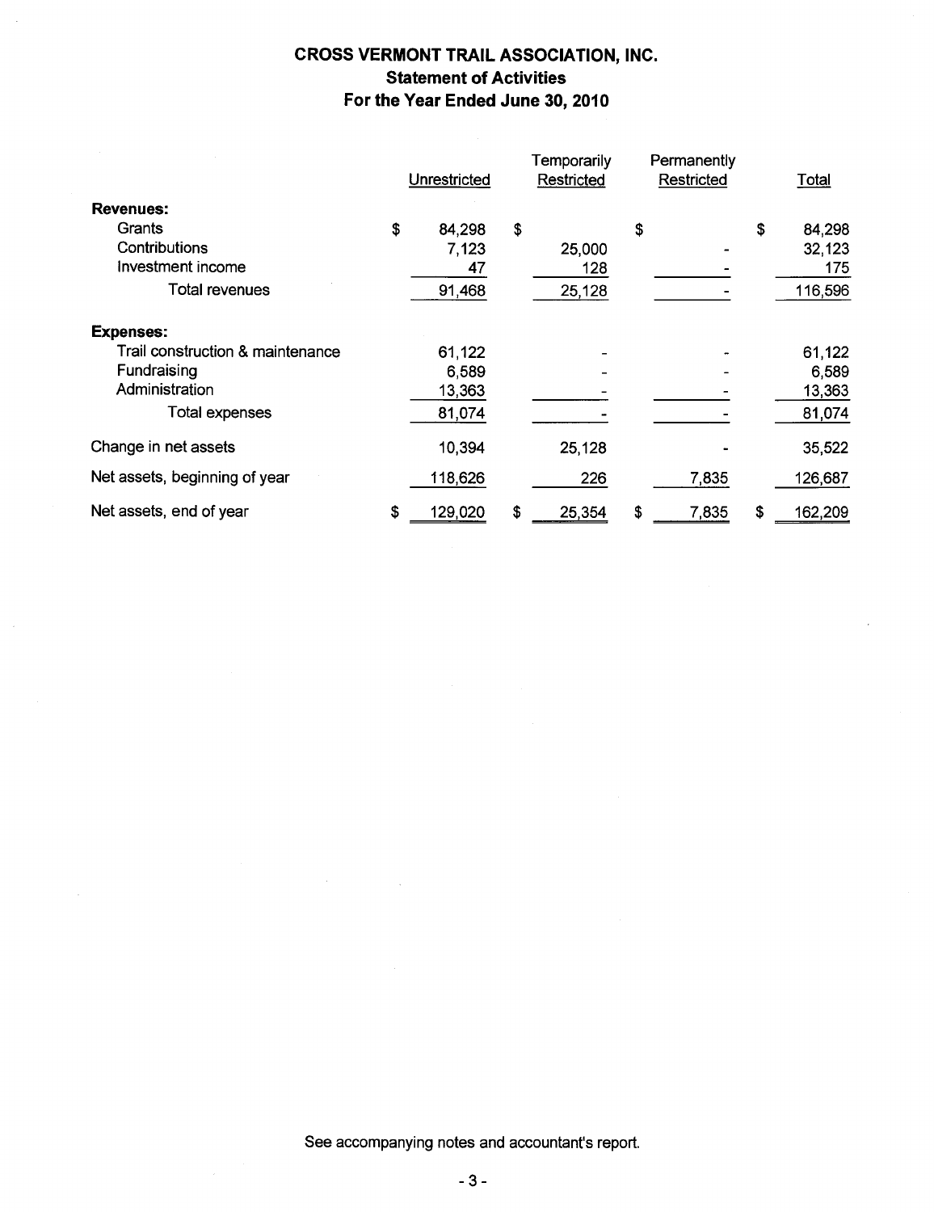# CROSS VERMONT TRAIL ASSOCIATION, INC.
## Statement of Activities
## For the Year Ended June 30, 2010

| | Unrestricted | Temporarily Restricted | Permanently Restricted | Total |
|---|---|---|---|---|
| **Revenues:** | | | | |
| Grants | $ 84,298 | $ | $ | $ 84,298 |
| Contributions | 7,123 | 25,000 | - | 32,123 |
| Investment income | 47 | 128 | - | 175 |
| Total revenues | 91,468 | 25,128 | - | 116,596 |
| **Expenses:** | | | | |
| Trail construction & maintenance | 61,122 | - | - | 61,122 |
| Fundraising | 6,589 | - | - | 6,589 |
| Administration | 13,363 | - | - | 13,363 |
| Total expenses | 81,074 | - | - | 81,074 |
| Change in net assets | 10,394 | 25,128 | - | 35,522 |
| Net assets, beginning of year | 118,626 | 226 | 7,835 | 126,687 |
| Net assets, end of year | $ 129,020 | $ 25,354 | $ 7,835 | $ 162,209 |

See accompanying notes and accountant's report.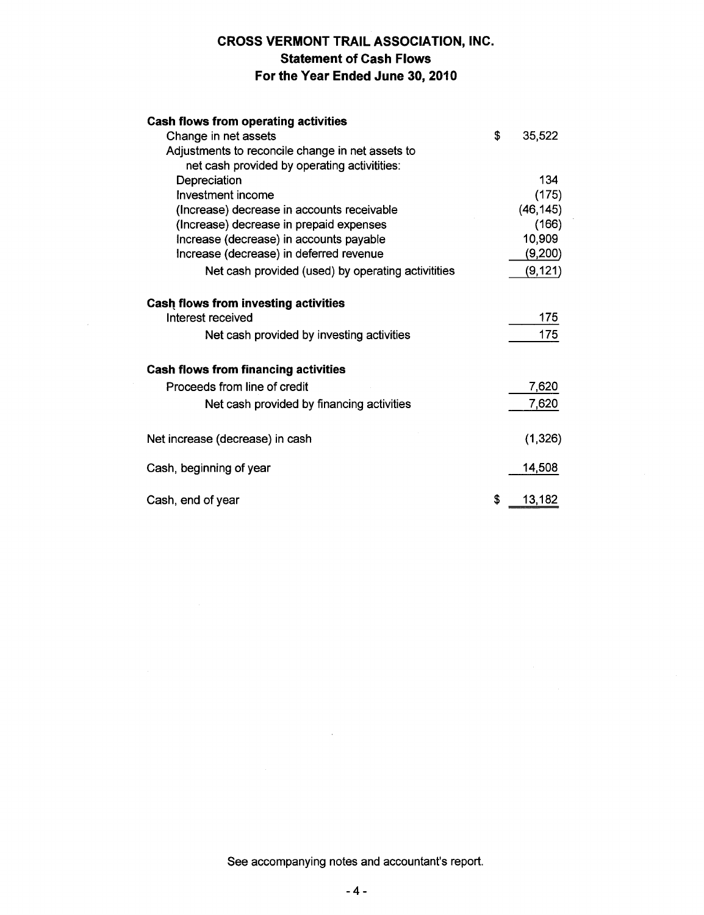# CROSS VERMONT TRAIL ASSOCIATION, INC.
## Statement of Cash Flows
## For the Year Ended June 30, 2010

| | |
|---|---|
| **Cash flows from operating activities** | |
| Change in net assets | $ 35,522 |
| Adjustments to reconcile change in net assets to net cash provided by operating activitities: | |
| Depreciation | 134 |
| Investment income | (175) |
| (Increase) decrease in accounts receivable | (46,145) |
| (Increase) decrease in prepaid expenses | (166) |
| Increase (decrease) in accounts payable | 10,909 |
| Increase (decrease) in deferred revenue | (9,200) |
| Net cash provided (used) by operating activitities | (9,121) |
| **Cash flows from investing activities** | |
| Interest received | 175 |
| Net cash provided by investing activities | 175 |
| **Cash flows from financing activities** | |
| Proceeds from line of credit | 7,620 |
| Net cash provided by financing activities | 7,620 |
| Net increase (decrease) in cash | (1,326) |
| Cash, beginning of year | 14,508 |
| Cash, end of year | $ 13,182 |

See accompanying notes and accountant's report.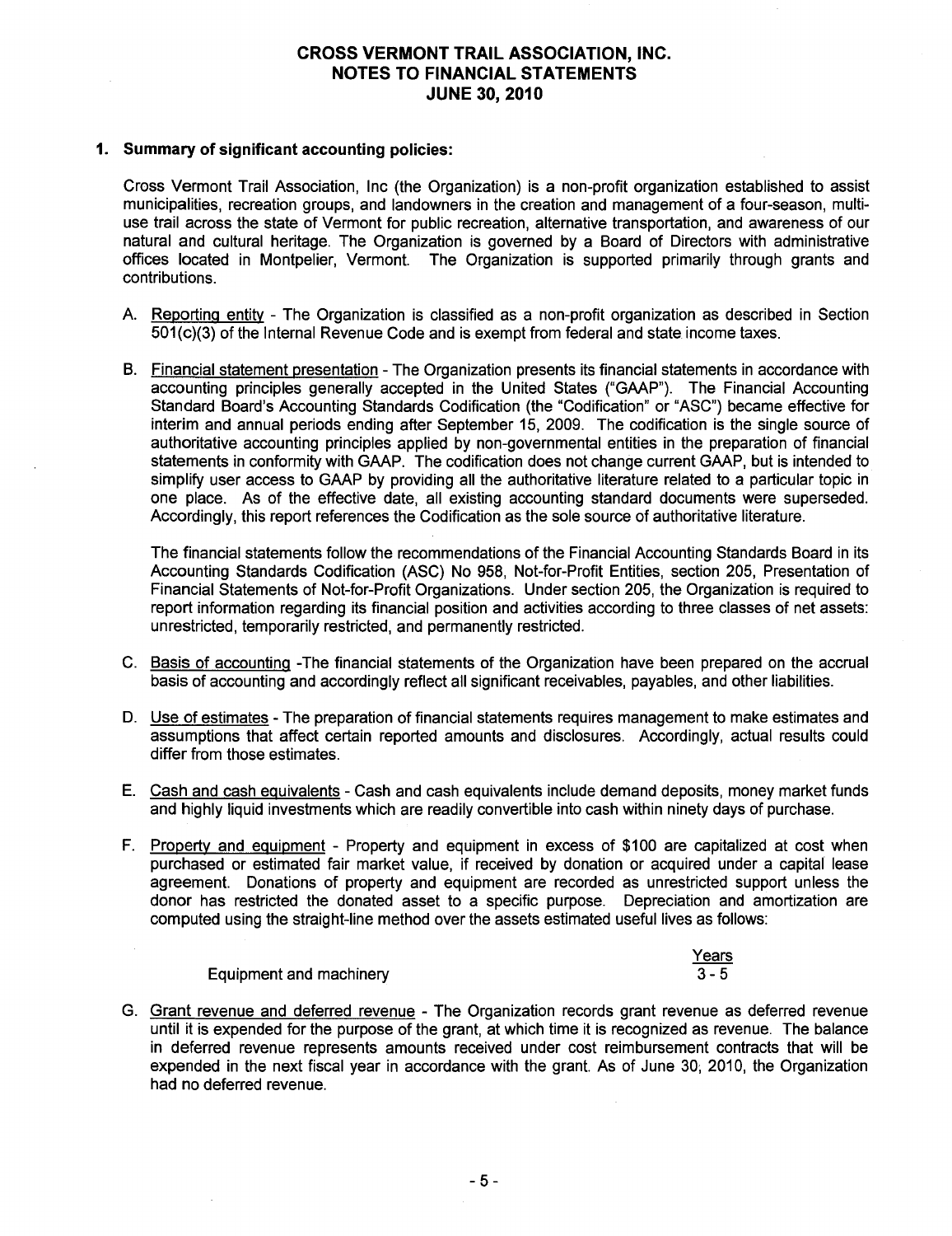# CROSS VERMONT TRAIL ASSOCIATION, INC.
# NOTES TO FINANCIAL STATEMENTS
# JUNE 30, 2010

## 1. Summary of significant accounting policies:

Cross Vermont Trail Association, Inc (the Organization) is a non-profit organization established to assist municipalities, recreation groups, and landowners in the creation and management of a four-season, multi-use trail across the state of Vermont for public recreation, alternative transportation, and awareness of our natural and cultural heritage. The Organization is governed by a Board of Directors with administrative offices located in Montpelier, Vermont. The Organization is supported primarily through grants and contributions.

A. Reporting entity - The Organization is classified as a non-profit organization as described in Section 501(c)(3) of the Internal Revenue Code and is exempt from federal and state income taxes.

B. Financial statement presentation - The Organization presents its financial statements in accordance with accounting principles generally accepted in the United States ("GAAP"). The Financial Accounting Standard Board's Accounting Standards Codification (the "Codification" or "ASC") became effective for interim and annual periods ending after September 15, 2009. The codification is the single source of authoritative accounting principles applied by non-governmental entities in the preparation of financial statements in conformity with GAAP. The codification does not change current GAAP, but is intended to simplify user access to GAAP by providing all the authoritative literature related to a particular topic in one place. As of the effective date, all existing accounting standard documents were superseded. Accordingly, this report references the Codification as the sole source of authoritative literature.

   The financial statements follow the recommendations of the Financial Accounting Standards Board in its Accounting Standards Codification (ASC) No 958, Not-for-Profit Entities, section 205, Presentation of Financial Statements of Not-for-Profit Organizations. Under section 205, the Organization is required to report information regarding its financial position and activities according to three classes of net assets: unrestricted, temporarily restricted, and permanently restricted.

C. Basis of accounting -The financial statements of the Organization have been prepared on the accrual basis of accounting and accordingly reflect all significant receivables, payables, and other liabilities.

D. Use of estimates - The preparation of financial statements requires management to make estimates and assumptions that affect certain reported amounts and disclosures. Accordingly, actual results could differ from those estimates.

E. Cash and cash equivalents - Cash and cash equivalents include demand deposits, money market funds and highly liquid investments which are readily convertible into cash within ninety days of purchase.

F. Property and equipment - Property and equipment in excess of $100 are capitalized at cost when purchased or estimated fair market value, if received by donation or acquired under a capital lease agreement. Donations of property and equipment are recorded as unrestricted support unless the donor has restricted the donated asset to a specific purpose. Depreciation and amortization are computed using the straight-line method over the assets estimated useful lives as follows:

| | Years |
|---|---|
| Equipment and machinery | 3 - 5 |

G. Grant revenue and deferred revenue - The Organization records grant revenue as deferred revenue until it is expended for the purpose of the grant, at which time it is recognized as revenue. The balance in deferred revenue represents amounts received under cost reimbursement contracts that will be expended in the next fiscal year in accordance with the grant. As of June 30, 2010, the Organization had no deferred revenue.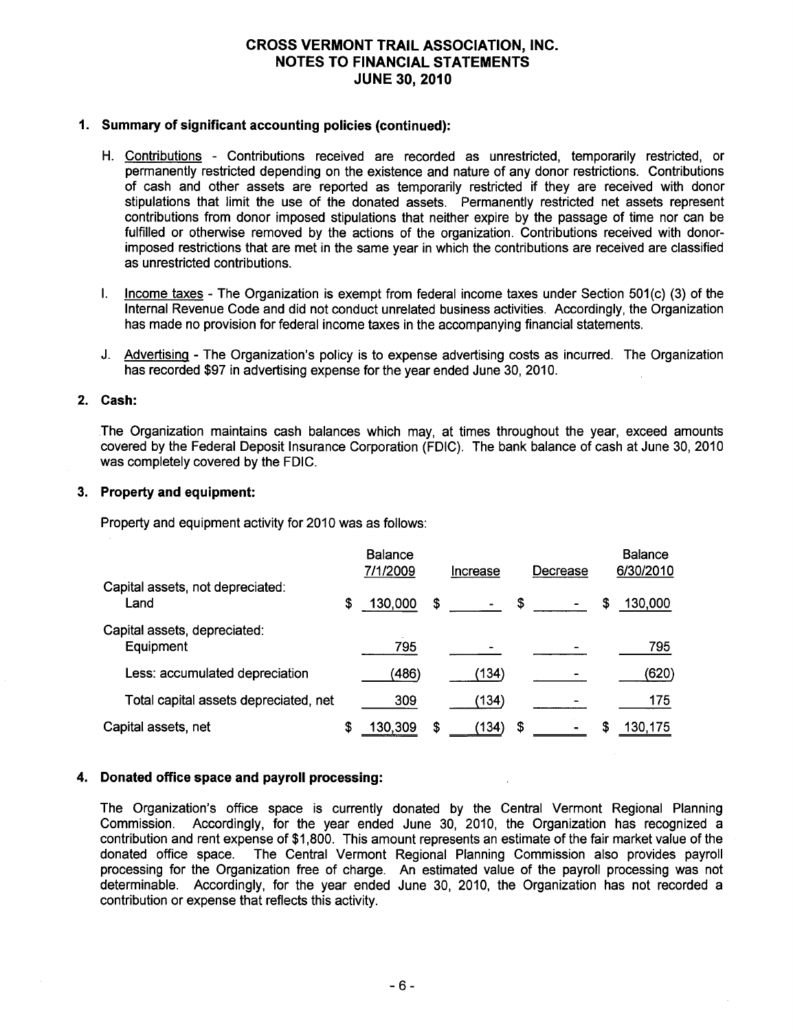# CROSS VERMONT TRAIL ASSOCIATION, INC.
# NOTES TO FINANCIAL STATEMENTS
# JUNE 30, 2010

## 1. Summary of significant accounting policies (continued):

H. Contributions - Contributions received are recorded as unrestricted, temporarily restricted, or permanently restricted depending on the existence and nature of any donor restrictions. Contributions of cash and other assets are reported as temporarily restricted if they are received with donor stipulations that limit the use of the donated assets. Permanently restricted net assets represent contributions from donor imposed stipulations that neither expire by the passage of time nor can be fulfilled or otherwise removed by the actions of the organization. Contributions received with donor-imposed restrictions that are met in the same year in which the contributions are received are classified as unrestricted contributions.

I. Income taxes - The Organization is exempt from federal income taxes under Section 501(c) (3) of the Internal Revenue Code and did not conduct unrelated business activities. Accordingly, the Organization has made no provision for federal income taxes in the accompanying financial statements.

J. Advertising - The Organization's policy is to expense advertising costs as incurred. The Organization has recorded $97 in advertising expense for the year ended June 30, 2010.

## 2. Cash:

The Organization maintains cash balances which may, at times throughout the year, exceed amounts covered by the Federal Deposit Insurance Corporation (FDIC). The bank balance of cash at June 30, 2010 was completely covered by the FDIC.

## 3. Property and equipment:

Property and equipment activity for 2010 was as follows:

| | Balance 7/1/2009 | Increase | Decrease | Balance 6/30/2010 |
|---|---|---|---|---|
| Capital assets, not depreciated: | | | | |
| Land | $ 130,000 | $ - | $ - | $ 130,000 |
| Capital assets, depreciated: | | | | |
| Equipment | 795 | - | - | 795 |
| Less: accumulated depreciation | (486) | (134) | - | (620) |
| Total capital assets depreciated, net | 309 | (134) | - | 175 |
| Capital assets, net | $ 130,309 | $ (134) | $ - | $ 130,175 |

## 4. Donated office space and payroll processing:

The Organization's office space is currently donated by the Central Vermont Regional Planning Commission. Accordingly, for the year ended June 30, 2010, the Organization has recognized a contribution and rent expense of $1,800. This amount represents an estimate of the fair market value of the donated office space. The Central Vermont Regional Planning Commission also provides payroll processing for the Organization free of charge. An estimated value of the payroll processing was not determinable. Accordingly, for the year ended June 30, 2010, the Organization has not recorded a contribution or expense that reflects this activity.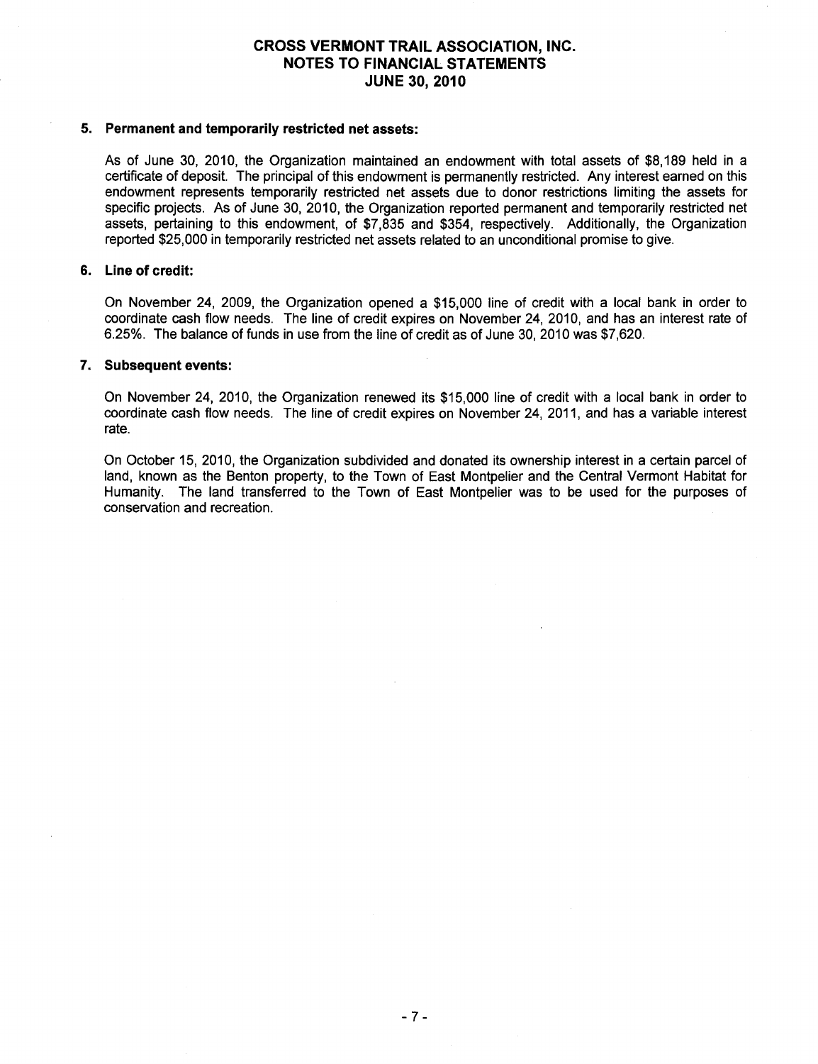# CROSS VERMONT TRAIL ASSOCIATION, INC.
## NOTES TO FINANCIAL STATEMENTS
## JUNE 30, 2010

### 5. Permanent and temporarily restricted net assets:

As of June 30, 2010, the Organization maintained an endowment with total assets of $8,189 held in a certificate of deposit. The principal of this endowment is permanently restricted. Any interest earned on this endowment represents temporarily restricted net assets due to donor restrictions limiting the assets for specific projects. As of June 30, 2010, the Organization reported permanent and temporarily restricted net assets, pertaining to this endowment, of $7,835 and $354, respectively. Additionally, the Organization reported $25,000 in temporarily restricted net assets related to an unconditional promise to give.

### 6. Line of credit:

On November 24, 2009, the Organization opened a $15,000 line of credit with a local bank in order to coordinate cash flow needs. The line of credit expires on November 24, 2010, and has an interest rate of 6.25%. The balance of funds in use from the line of credit as of June 30, 2010 was $7,620.

### 7. Subsequent events:

On November 24, 2010, the Organization renewed its $15,000 line of credit with a local bank in order to coordinate cash flow needs. The line of credit expires on November 24, 2011, and has a variable interest rate.

On October 15, 2010, the Organization subdivided and donated its ownership interest in a certain parcel of land, known as the Benton property, to the Town of East Montpelier and the Central Vermont Habitat for Humanity. The land transferred to the Town of East Montpelier was to be used for the purposes of conservation and recreation.